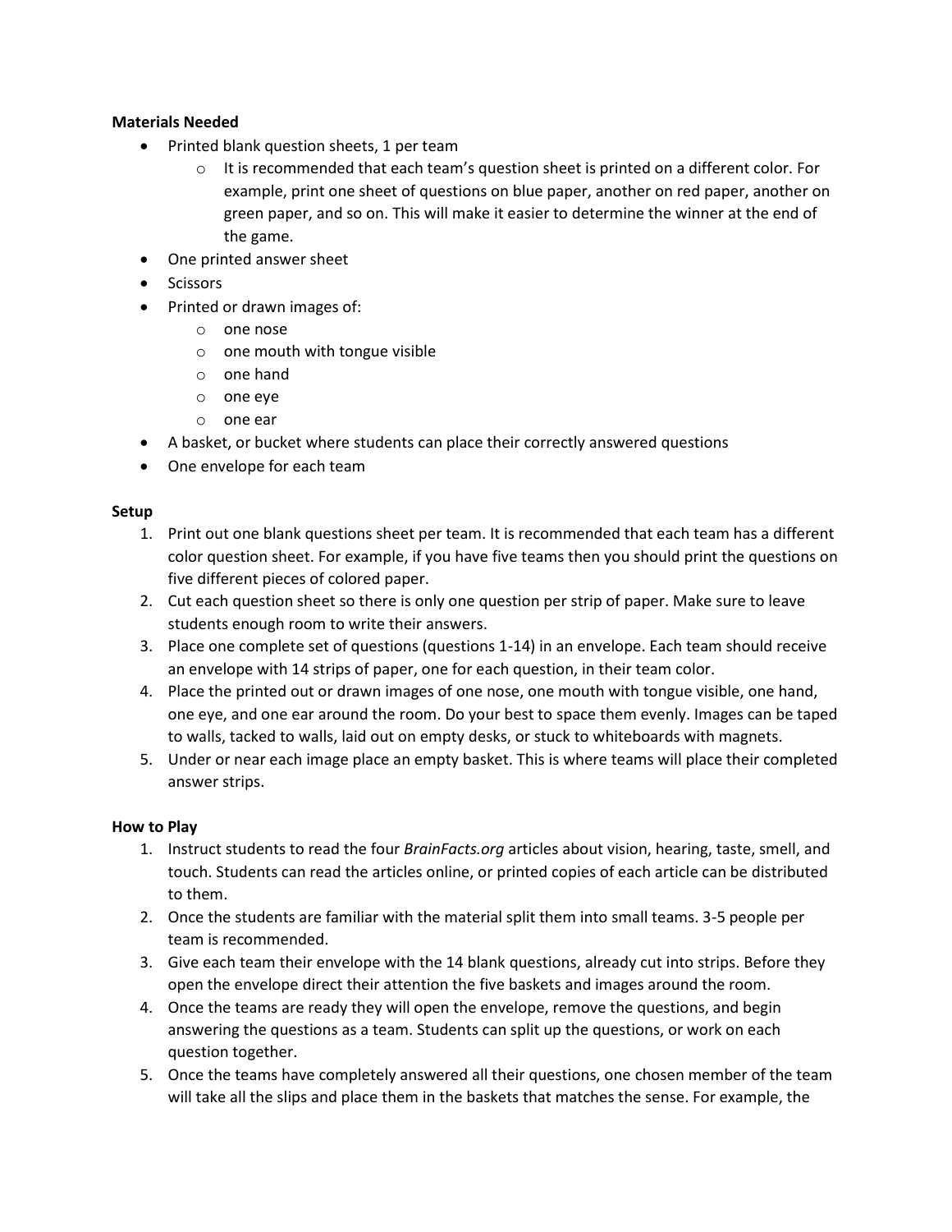**Materials Needed**

- Printed blank question sheets, 1 per team
  - It is recommended that each team's question sheet is printed on a different color. For example, print one sheet of questions on blue paper, another on red paper, another on green paper, and so on. This will make it easier to determine the winner at the end of the game.
- One printed answer sheet
- Scissors
- Printed or drawn images of:
  - one nose
  - one mouth with tongue visible
  - one hand
  - one eye
  - one ear
- A basket, or bucket where students can place their correctly answered questions
- One envelope for each team

**Setup**

1. Print out one blank questions sheet per team. It is recommended that each team has a different color question sheet. For example, if you have five teams then you should print the questions on five different pieces of colored paper.
2. Cut each question sheet so there is only one question per strip of paper. Make sure to leave students enough room to write their answers.
3. Place one complete set of questions (questions 1-14) in an envelope. Each team should receive an envelope with 14 strips of paper, one for each question, in their team color.
4. Place the printed out or drawn images of one nose, one mouth with tongue visible, one hand, one eye, and one ear around the room. Do your best to space them evenly. Images can be taped to walls, tacked to walls, laid out on empty desks, or stuck to whiteboards with magnets.
5. Under or near each image place an empty basket. This is where teams will place their completed answer strips.

**How to Play**

1. Instruct students to read the four *BrainFacts.org* articles about vision, hearing, taste, smell, and touch. Students can read the articles online, or printed copies of each article can be distributed to them.
2. Once the students are familiar with the material split them into small teams. 3-5 people per team is recommended.
3. Give each team their envelope with the 14 blank questions, already cut into strips. Before they open the envelope direct their attention the five baskets and images around the room.
4. Once the teams are ready they will open the envelope, remove the questions, and begin answering the questions as a team. Students can split up the questions, or work on each question together.
5. Once the teams have completely answered all their questions, one chosen member of the team will take all the slips and place them in the baskets that matches the sense. For example, the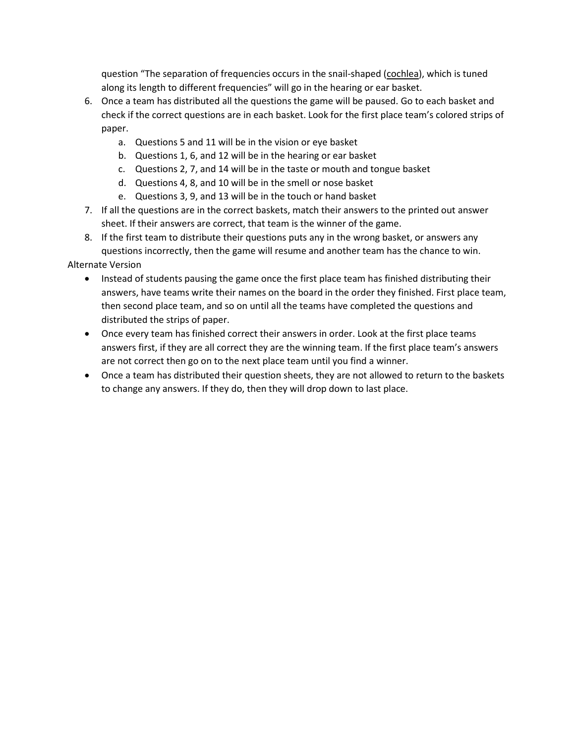question "The separation of frequencies occurs in the snail-shaped (cochlea), which is tuned along its length to different frequencies" will go in the hearing or ear basket.

6. Once a team has distributed all the questions the game will be paused. Go to each basket and check if the correct questions are in each basket. Look for the first place team's colored strips of paper.
   a. Questions 5 and 11 will be in the vision or eye basket
   b. Questions 1, 6, and 12 will be in the hearing or ear basket
   c. Questions 2, 7, and 14 will be in the taste or mouth and tongue basket
   d. Questions 4, 8, and 10 will be in the smell or nose basket
   e. Questions 3, 9, and 13 will be in the touch or hand basket
7. If all the questions are in the correct baskets, match their answers to the printed out answer sheet. If their answers are correct, that team is the winner of the game.
8. If the first team to distribute their questions puts any in the wrong basket, or answers any questions incorrectly, then the game will resume and another team has the chance to win.

Alternate Version

- Instead of students pausing the game once the first place team has finished distributing their answers, have teams write their names on the board in the order they finished. First place team, then second place team, and so on until all the teams have completed the questions and distributed the strips of paper.
- Once every team has finished correct their answers in order. Look at the first place teams answers first, if they are all correct they are the winning team. If the first place team's answers are not correct then go on to the next place team until you find a winner.
- Once a team has distributed their question sheets, they are not allowed to return to the baskets to change any answers. If they do, then they will drop down to last place.